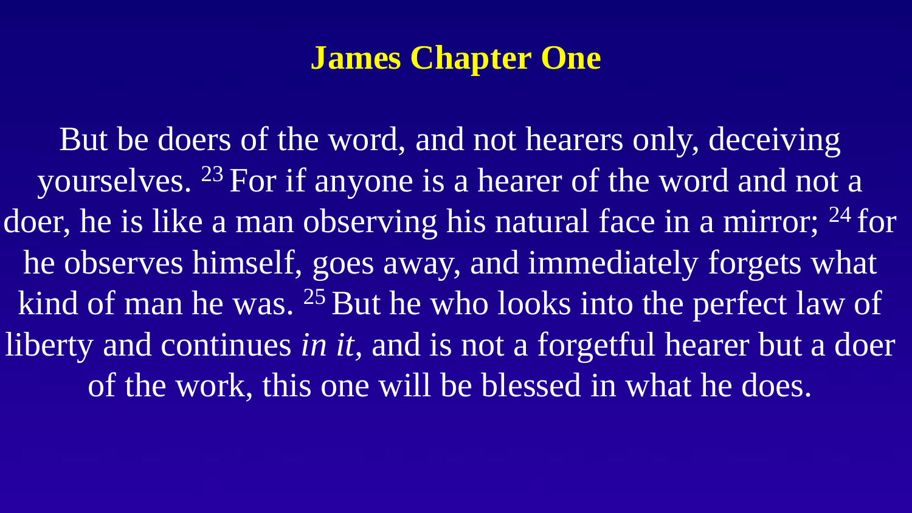# James Chapter One

But be doers of the word, and not hearers only, deceiving yourselves. [23] For if anyone is a hearer of the word and not a doer, he is like a man observing his natural face in a mirror; [24] for he observes himself, goes away, and immediately forgets what kind of man he was. [25] But he who looks into the perfect law of liberty and continues *in it*, and is not a forgetful hearer but a doer of the work, this one will be blessed in what he does.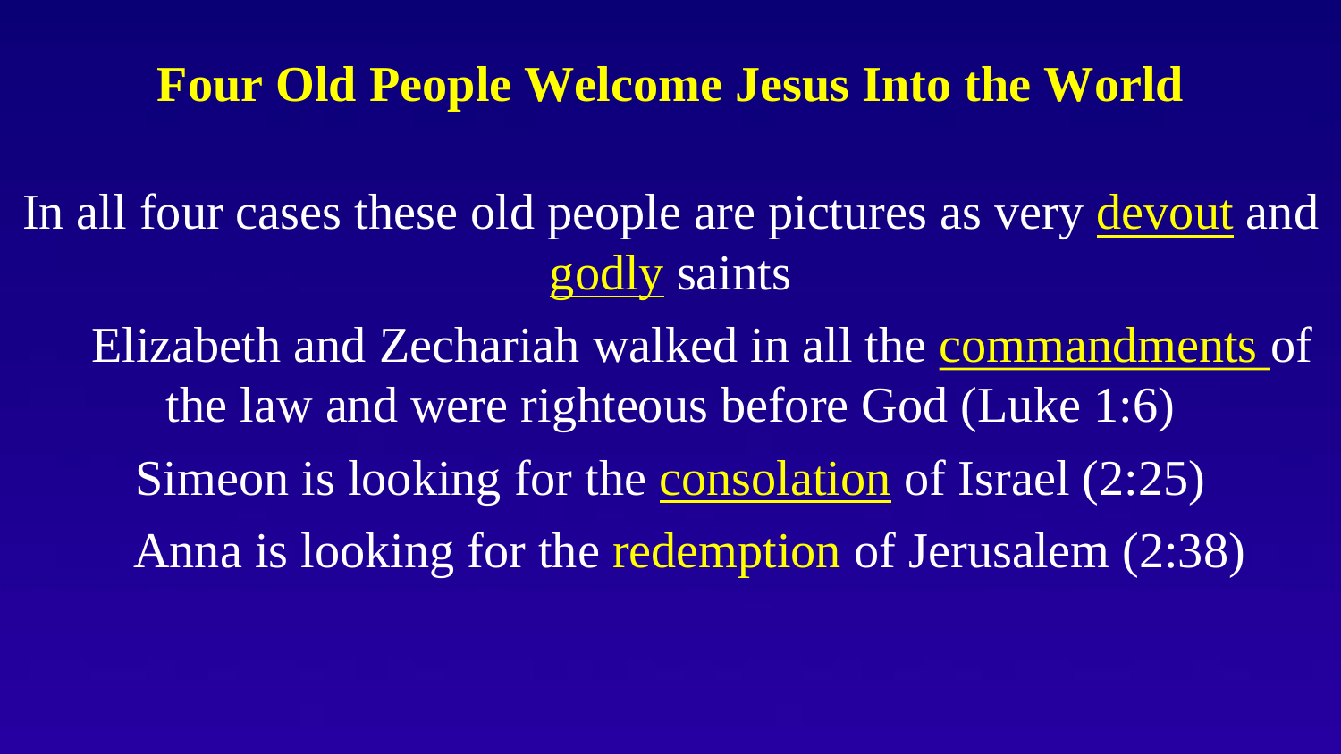# Four Old People Welcome Jesus Into the World

In all four cases these old people are pictures as very devout and godly saints

- Elizabeth and Zechariah walked in all the commandments of the law and were righteous before God (Luke 1:6)
- Simeon is looking for the consolation of Israel (2:25)
- Anna is looking for the redemption of Jerusalem (2:38)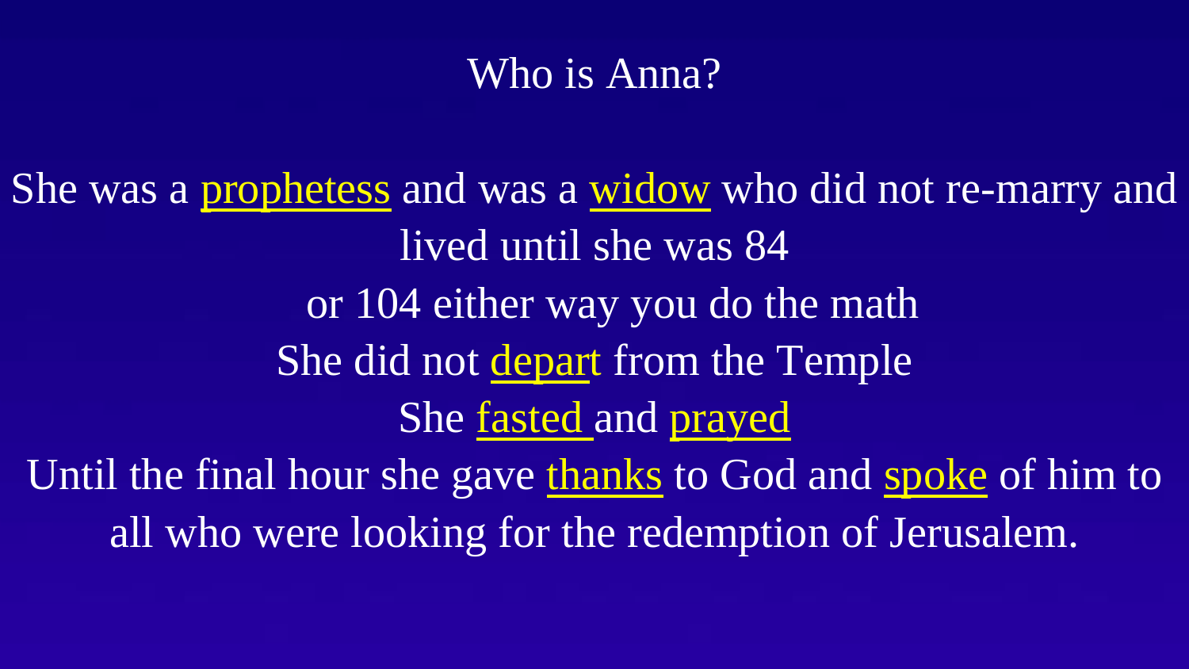# Who is Anna?

She was a prophetess and was a widow who did not re-marry and lived until she was 84

or 104 either way you do the math

She did not depart from the Temple

She fasted and prayed

Until the final hour she gave thanks to God and spoke of him to all who were looking for the redemption of Jerusalem.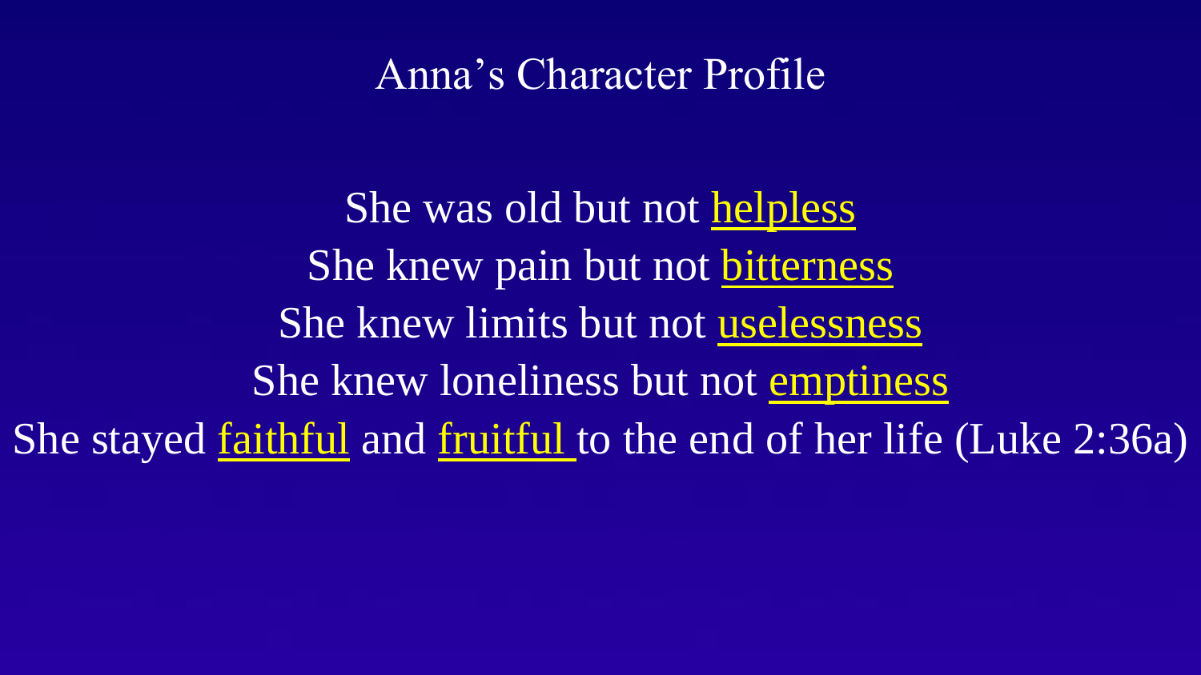# Anna's Character Profile

She was old but not <u>helpless</u>

She knew pain but not <u>bitterness</u>

She knew limits but not <u>uselessness</u>

She knew loneliness but not <u>emptiness</u>

She stayed <u>faithful</u> and <u>fruitful</u> to the end of her life (Luke 2:36a)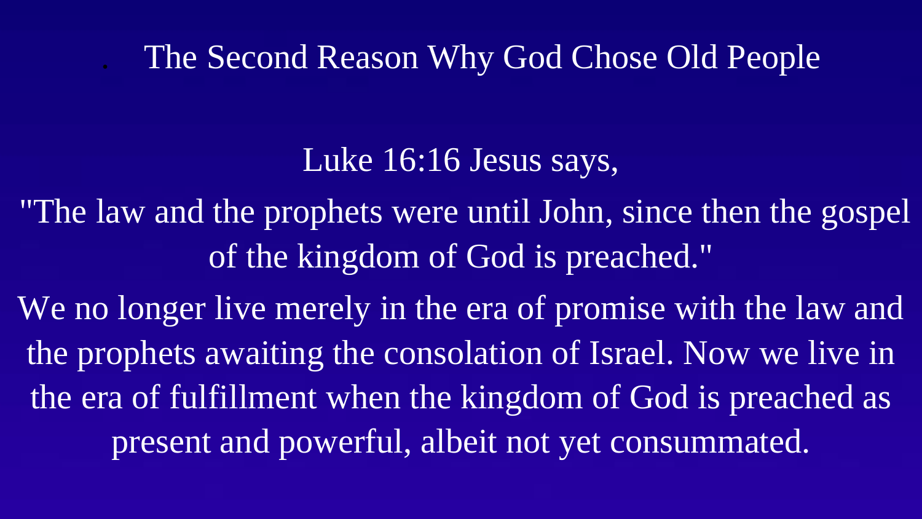# The Second Reason Why God Chose Old People

Luke 16:16 Jesus says,

"The law and the prophets were until John, since then the gospel of the kingdom of God is preached."

We no longer live merely in the era of promise with the law and the prophets awaiting the consolation of Israel. Now we live in the era of fulfillment when the kingdom of God is preached as present and powerful, albeit not yet consummated.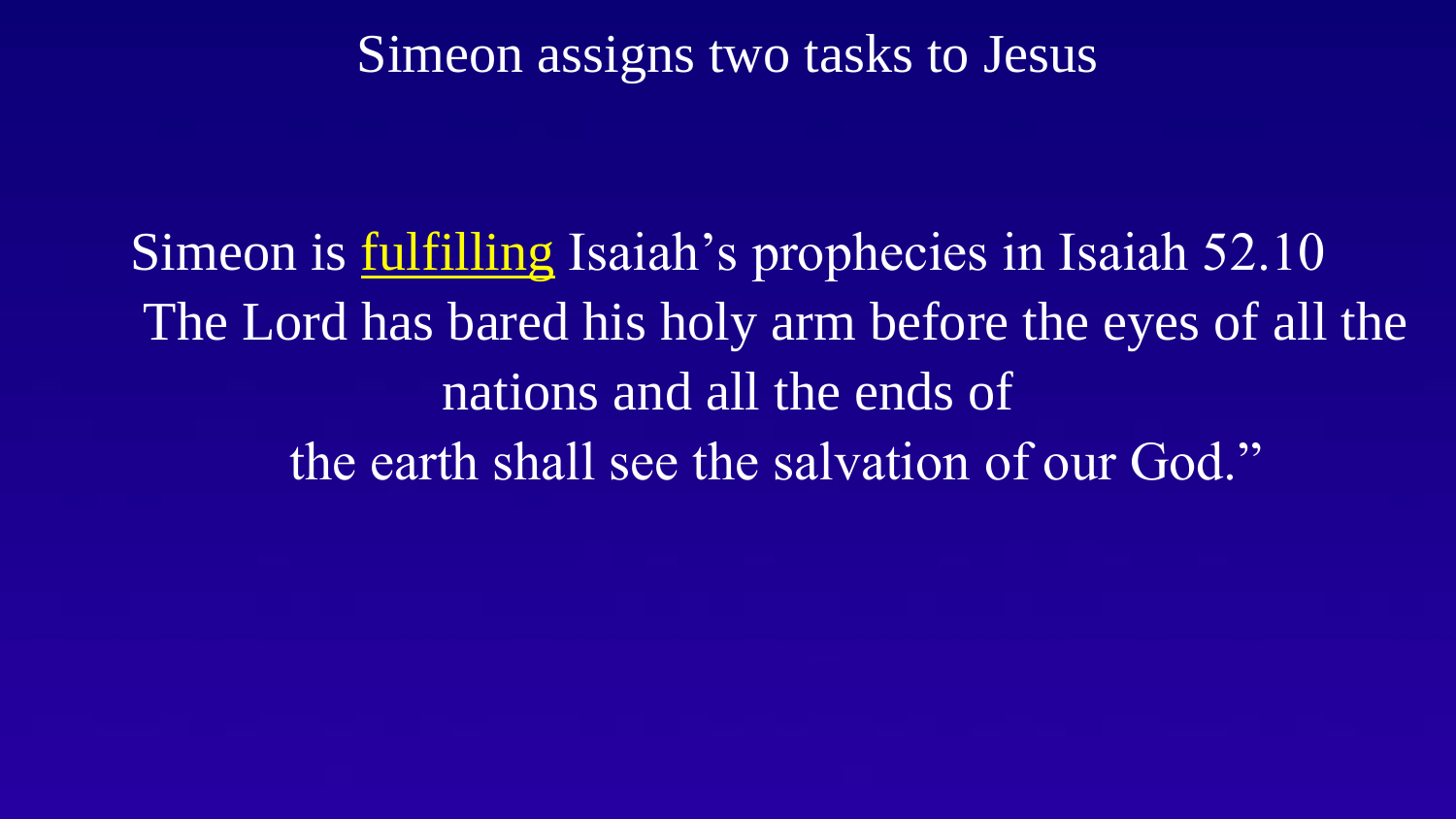# Simeon assigns two tasks to Jesus

Simeon is fulfilling Isaiah's prophecies in Isaiah 52.10

The Lord has bared his holy arm before the eyes of all the nations and all the ends of the earth shall see the salvation of our God."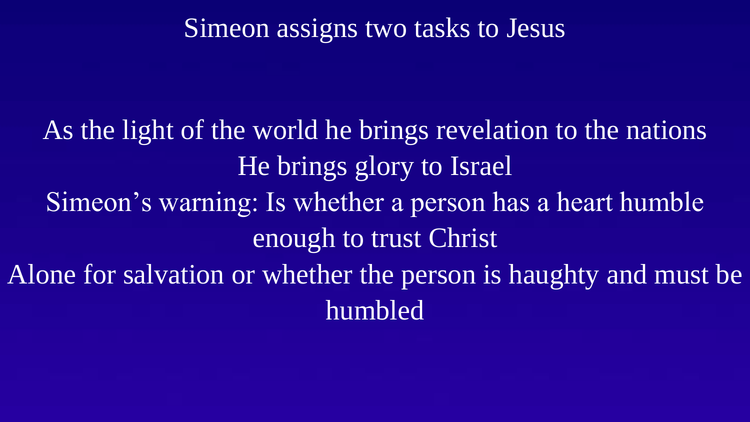# Simeon assigns two tasks to Jesus

As the light of the world he brings revelation to the nations

He brings glory to Israel

Simeon's warning: Is whether a person has a heart humble enough to trust Christ

Alone for salvation or whether the person is haughty and must be humbled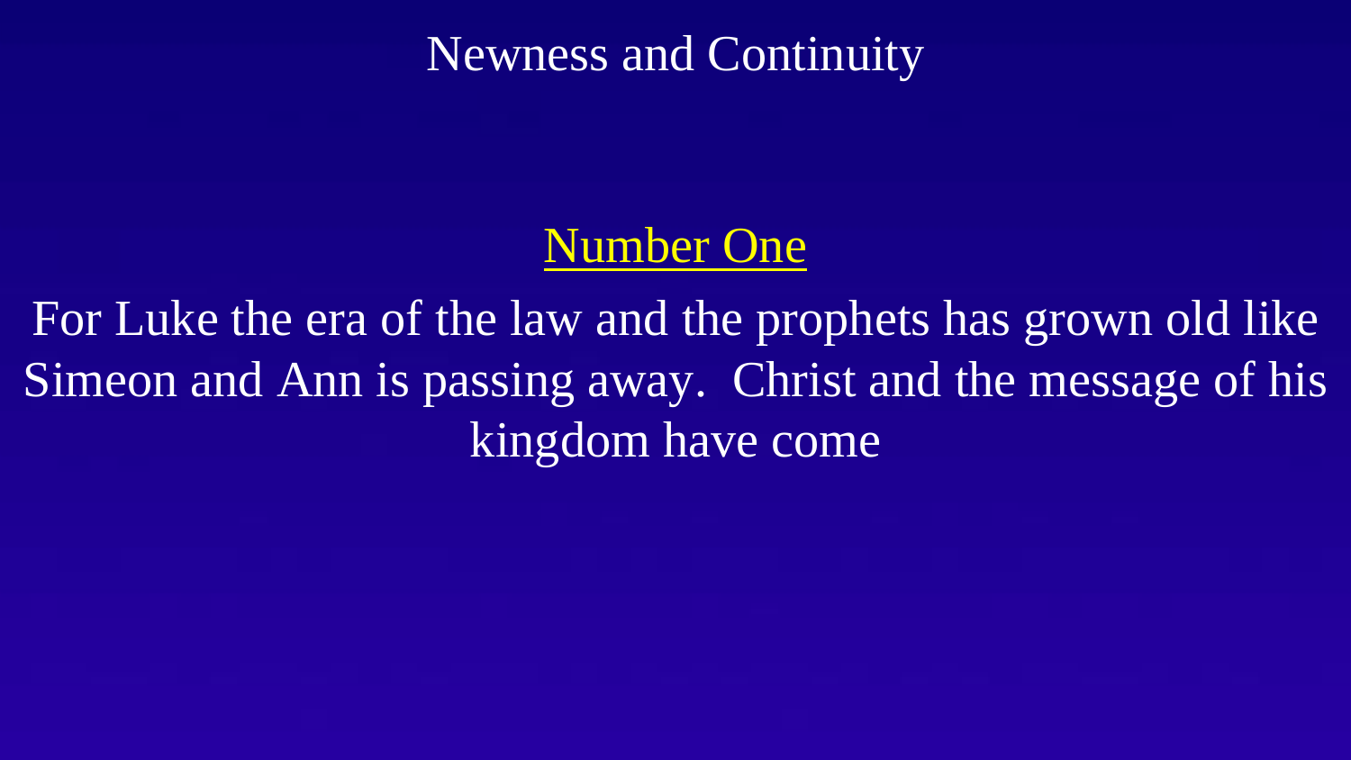# Newness and Continuity

## Number One

For Luke the era of the law and the prophets has grown old like Simeon and Ann is passing away. Christ and the message of his kingdom have come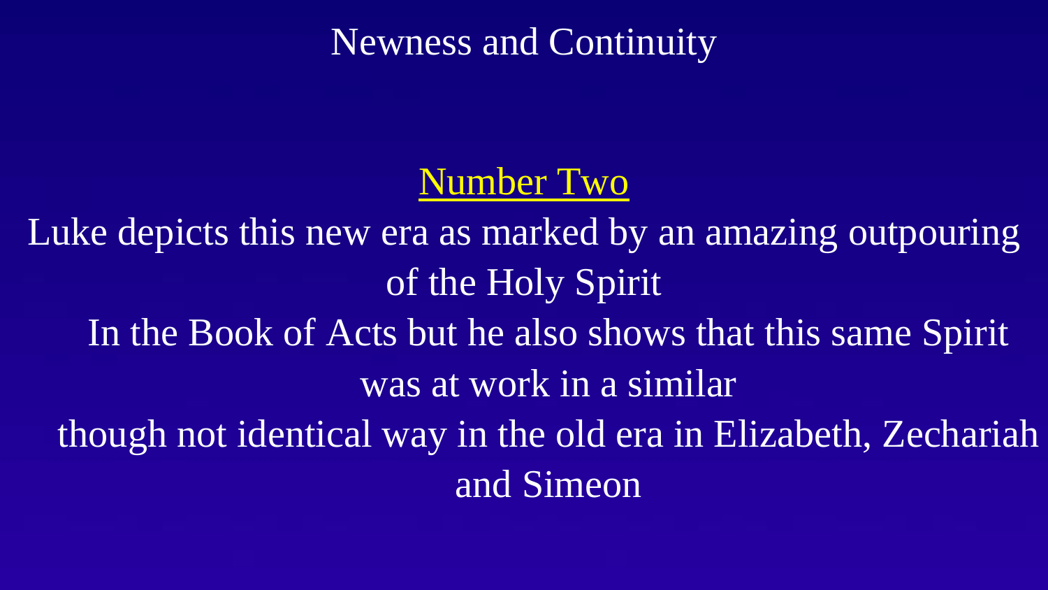# Newness and Continuity

## Number Two

Luke depicts this new era as marked by an amazing outpouring of the Holy Spirit

In the Book of Acts but he also shows that this same Spirit was at work in a similar

though not identical way in the old era in Elizabeth, Zechariah and Simeon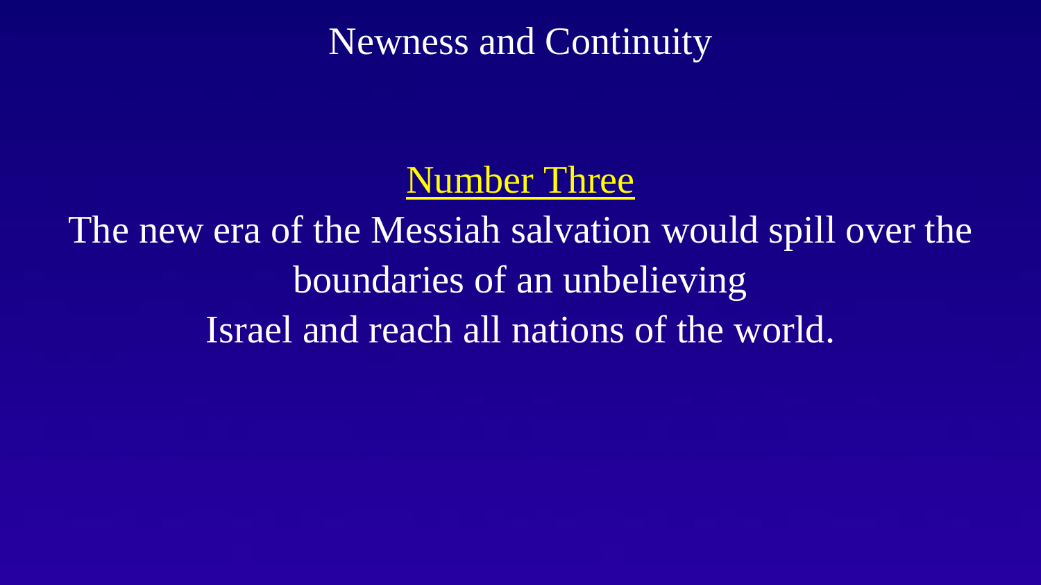# Newness and Continuity

## Number Three

The new era of the Messiah salvation would spill over the boundaries of an unbelieving Israel and reach all nations of the world.